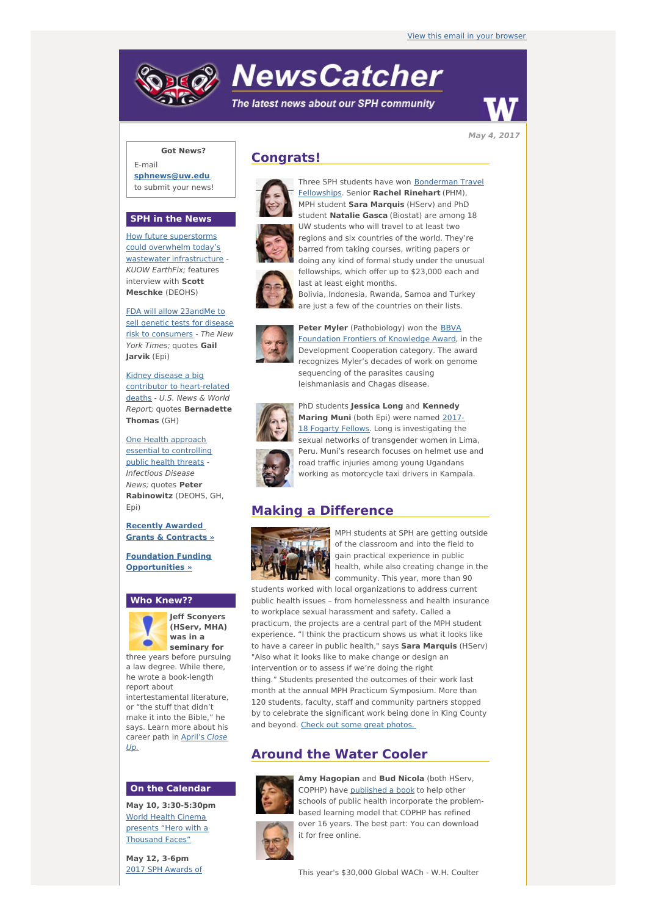View this email in your browser

# NewsCatcher

*The latest news about our SPH community*

*May 4, 2017*

**Got News?**

E-mail **sphnews@uw.edu** to submit your news!

## SPH in the News

How future superstorms could overwhelm today's wastewater infrastructure - *KUOW EarthFix;* features interview with **Scott Meschke** (DEOHS)

FDA will allow 23andMe to sell genetic tests for disease risk to consumers - *The New York Times;* quotes **Gail Jarvik** (Epi)

Kidney disease a big contributor to heart-related deaths - *U.S. News & World Report;* quotes **Bernadette Thomas** (GH)

One Health approach essential to controlling public health threats - *Infectious Disease News;* quotes **Peter Rabinowitz** (DEOHS, GH, Epi)

**Recently Awarded Grants & Contracts »**

**Foundation Funding Opportunities »**

## Who Knew??

**Jeff Sconyers (HServ, MHA) was in a seminary for** three years before pursuing a law degree. While there, he wrote a book-length report about intertestamental literature, or "the stuff that didn't make it into the Bible," he says. Learn more about his career path in April's *Close Up.*

## On the Calendar

**May 10, 3:30-5:30pm**
World Health Cinema presents "Hero with a Thousand Faces"

**May 12, 3-6pm**
2017 SPH Awards of

## Congrats!

Three SPH students have won Bonderman Travel Fellowships. Senior **Rachel Rinehart** (PHM), MPH student **Sara Marquis** (HServ) and PhD student **Natalie Gasca** (Biostat) are among 18 UW students who will travel to at least two regions and six countries of the world. They're barred from taking courses, writing papers or doing any kind of formal study under the unusual fellowships, which offer up to $23,000 each and last at least eight months. Bolivia, Indonesia, Rwanda, Samoa and Turkey are just a few of the countries on their lists.

**Peter Myler** (Pathobiology) won the BBVA Foundation Frontiers of Knowledge Award, in the Development Cooperation category. The award recognizes Myler's decades of work on genome sequencing of the parasites causing leishmaniasis and Chagas disease.

PhD students **Jessica Long** and **Kennedy Maring Muni** (both Epi) were named 2017-18 Fogarty Fellows. Long is investigating the sexual networks of transgender women in Lima, Peru. Muni's research focuses on helmet use and road traffic injuries among young Ugandans working as motorcycle taxi drivers in Kampala.

## Making a Difference

MPH students at SPH are getting outside of the classroom and into the field to gain practical experience in public health, while also creating change in the community. This year, more than 90 students worked with local organizations to address current public health issues – from homelessness and health insurance to workplace sexual harassment and safety. Called a practicum, the projects are a central part of the MPH student experience. "I think the practicum shows us what it looks like to have a career in public health," says **Sara Marquis** (HServ) "Also what it looks like to make change or design an intervention or to assess if we're doing the right thing." Students presented the outcomes of their work last month at the annual MPH Practicum Symposium. More than 120 students, faculty, staff and community partners stopped by to celebrate the significant work being done in King County and beyond. Check out some great photos.

## Around the Water Cooler

**Amy Hagopian** and **Bud Nicola** (both HServ, COPHP) have published a book to help other schools of public health incorporate the problem-based learning model that COPHP has refined over 16 years. The best part: You can download it for free online.

This year's $30,000 Global WACh - W.H. Coulter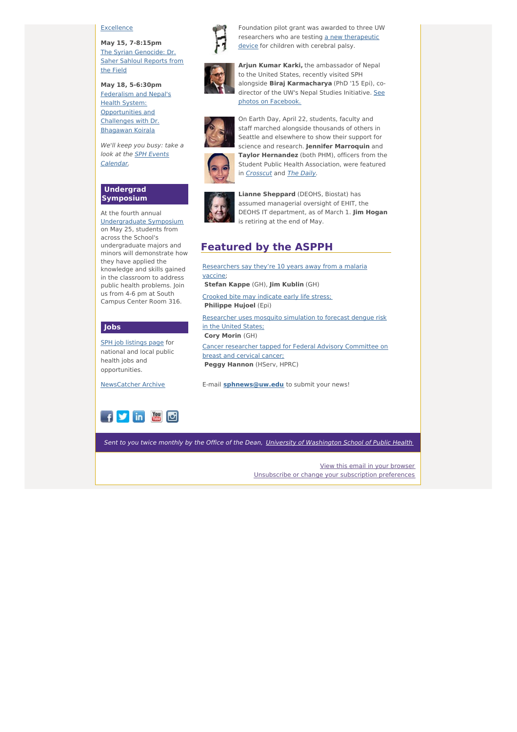Excellence

**May 15, 7-8:15pm**
The Syrian Genocide: Dr. Saher Sahloul Reports from the Field

**May 18, 5-6:30pm**
Federalism and Nepal's Health System: Opportunities and Challenges with Dr. Bhagawan Koirala

*We'll keep you busy: take a look at the SPH Events Calendar.*

## Undergrad Symposium

At the fourth annual Undergraduate Symposium on May 25, students from across the School's undergraduate majors and minors will demonstrate how they have applied the knowledge and skills gained in the classroom to address public health problems. Join us from 4-6 pm at South Campus Center Room 316.

## Jobs

SPH job listings page for national and local public health jobs and opportunities.

NewsCatcher Archive

Foundation pilot grant was awarded to three UW researchers who are testing a new therapeutic device for children with cerebral palsy.

**Arjun Kumar Karki,** the ambassador of Nepal to the United States, recently visited SPH alongside **Biraj Karmacharya** (PhD '15 Epi), co-director of the UW's Nepal Studies Initiative. See photos on Facebook.

On Earth Day, April 22, students, faculty and staff marched alongside thousands of others in Seattle and elsewhere to show their support for science and research. **Jennifer Marroquin** and **Taylor Hernandez** (both PHM), officers from the Student Public Health Association, were featured in *Crosscut* and *The Daily*.

**Lianne Sheppard** (DEOHS, Biostat) has assumed managerial oversight of EHIT, the DEOHS IT department, as of March 1. **Jim Hogan** is retiring at the end of May.

## Featured by the ASPPH

Researchers say they're 10 years away from a malaria vaccine;
**Stefan Kappe** (GH), **Jim Kublin** (GH)

Crooked bite may indicate early life stress;
**Philippe Hujoel** (Epi)

Researcher uses mosquito simulation to forecast dengue risk in the United States;
**Cory Morin** (GH)

Cancer researcher tapped for Federal Advisory Committee on breast and cervical cancer;
**Peggy Hannon** (HServ, HPRC)

E-mail **sphnews@uw.edu** to submit your news!

*Sent to you twice monthly by the Office of the Dean, University of Washington School of Public Health*

View this email in your browser
Unsubscribe or change your subscription preferences